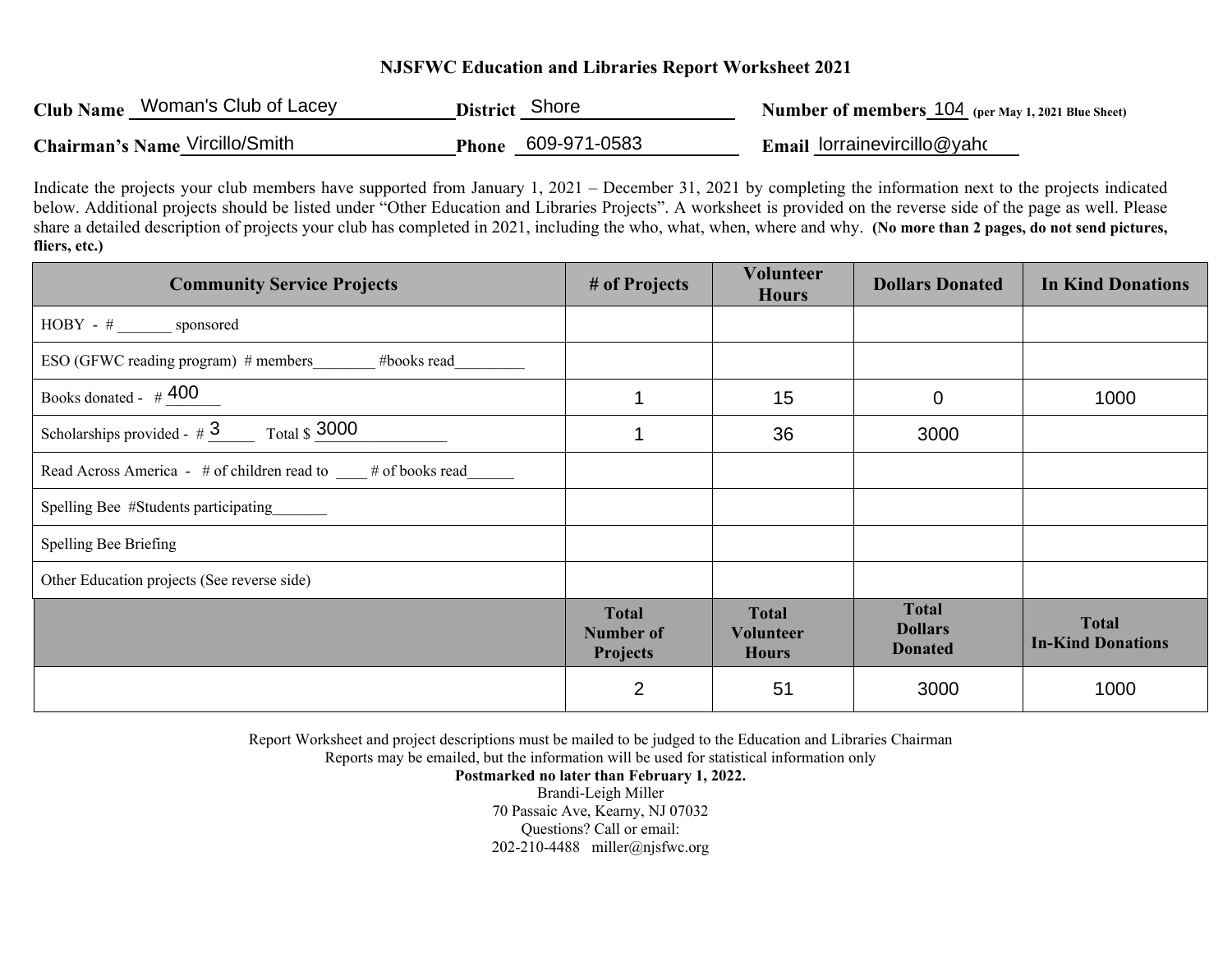# NJSFWC Education and Libraries Report Worksheet 2021

**Club Name** Woman's Club of Lacey **District** Shore **Number of members** 104 **(per May 1, 2021 Blue Sheet)**

**Chairman's Name** Vircillo/Smith **Phone** 609-971-0583 **Email** lorrainevircillo@yahc

Indicate the projects your club members have supported from January 1, 2021 – December 31, 2021 by completing the information next to the projects indicated below. Additional projects should be listed under "Other Education and Libraries Projects". A worksheet is provided on the reverse side of the page as well. Please share a detailed description of projects your club has completed in 2021, including the who, what, when, where and why. **(No more than 2 pages, do not send pictures, fliers, etc.)**

| Community Service Projects | # of Projects | Volunteer Hours | Dollars Donated | In Kind Donations |
|---|---|---|---|---|
| HOBY - # _______ sponsored | | | | |
| ESO (GFWC reading program) # members________ #books read_________ | | | | |
| Books donated - # 400 | 1 | 15 | 0 | 1000 |
| Scholarships provided - # 3 Total $ 3000 | 1 | 36 | 3000 | |
| Read Across America - # of children read to ____ # of books read______ | | | | |
| Spelling Bee #Students participating_______ | | | | |
| Spelling Bee Briefing | | | | |
| Other Education projects (See reverse side) | | | | |
| | **Total Number of Projects** | **Total Volunteer Hours** | **Total Dollars Donated** | **Total In-Kind Donations** |
| | 2 | 51 | 3000 | 1000 |

Report Worksheet and project descriptions must be mailed to be judged to the Education and Libraries Chairman
Reports may be emailed, but the information will be used for statistical information only
**Postmarked no later than February 1, 2022.**
Brandi-Leigh Miller
70 Passaic Ave, Kearny, NJ 07032
Questions? Call or email:
202-210-4488 miller@njsfwc.org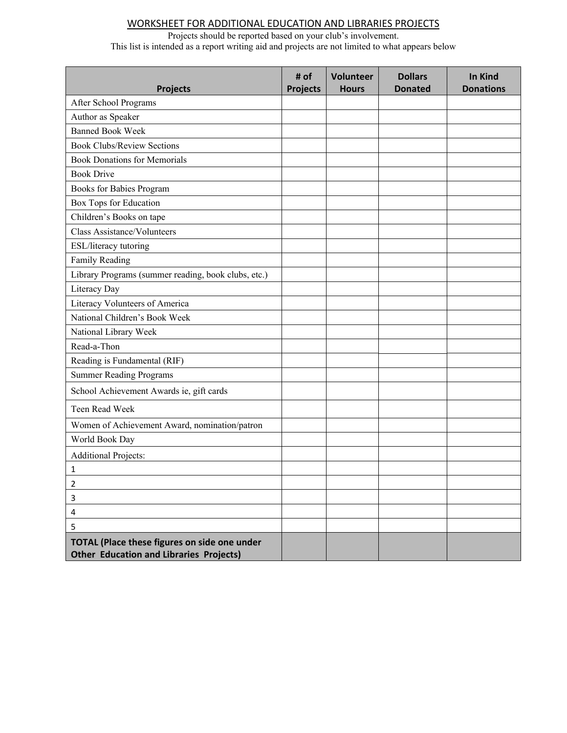## WORKSHEET FOR ADDITIONAL EDUCATION AND LIBRARIES PROJECTS

Projects should be reported based on your club's involvement.
This list is intended as a report writing aid and projects are not limited to what appears below

| Projects | # of Projects | Volunteer Hours | Dollars Donated | In Kind Donations |
|---|---|---|---|---|
| After School Programs | | | | |
| Author as Speaker | | | | |
| Banned Book Week | | | | |
| Book Clubs/Review Sections | | | | |
| Book Donations for Memorials | | | | |
| Book Drive | | | | |
| Books for Babies Program | | | | |
| Box Tops for Education | | | | |
| Children's Books on tape | | | | |
| Class Assistance/Volunteers | | | | |
| ESL/literacy tutoring | | | | |
| Family Reading | | | | |
| Library Programs (summer reading, book clubs, etc.) | | | | |
| Literacy Day | | | | |
| Literacy Volunteers of America | | | | |
| National Children's Book Week | | | | |
| National Library Week | | | | |
| Read-a-Thon | | | | |
| Reading is Fundamental (RIF) | | | | |
| Summer Reading Programs | | | | |
| School Achievement Awards ie, gift cards | | | | |
| Teen Read Week | | | | |
| Women of Achievement Award, nomination/patron | | | | |
| World Book Day | | | | |
| Additional Projects: | | | | |
| 1 | | | | |
| 2 | | | | |
| 3 | | | | |
| 4 | | | | |
| 5 | | | | |
| **TOTAL (Place these figures on side one under Other Education and Libraries Projects)** | | | | |